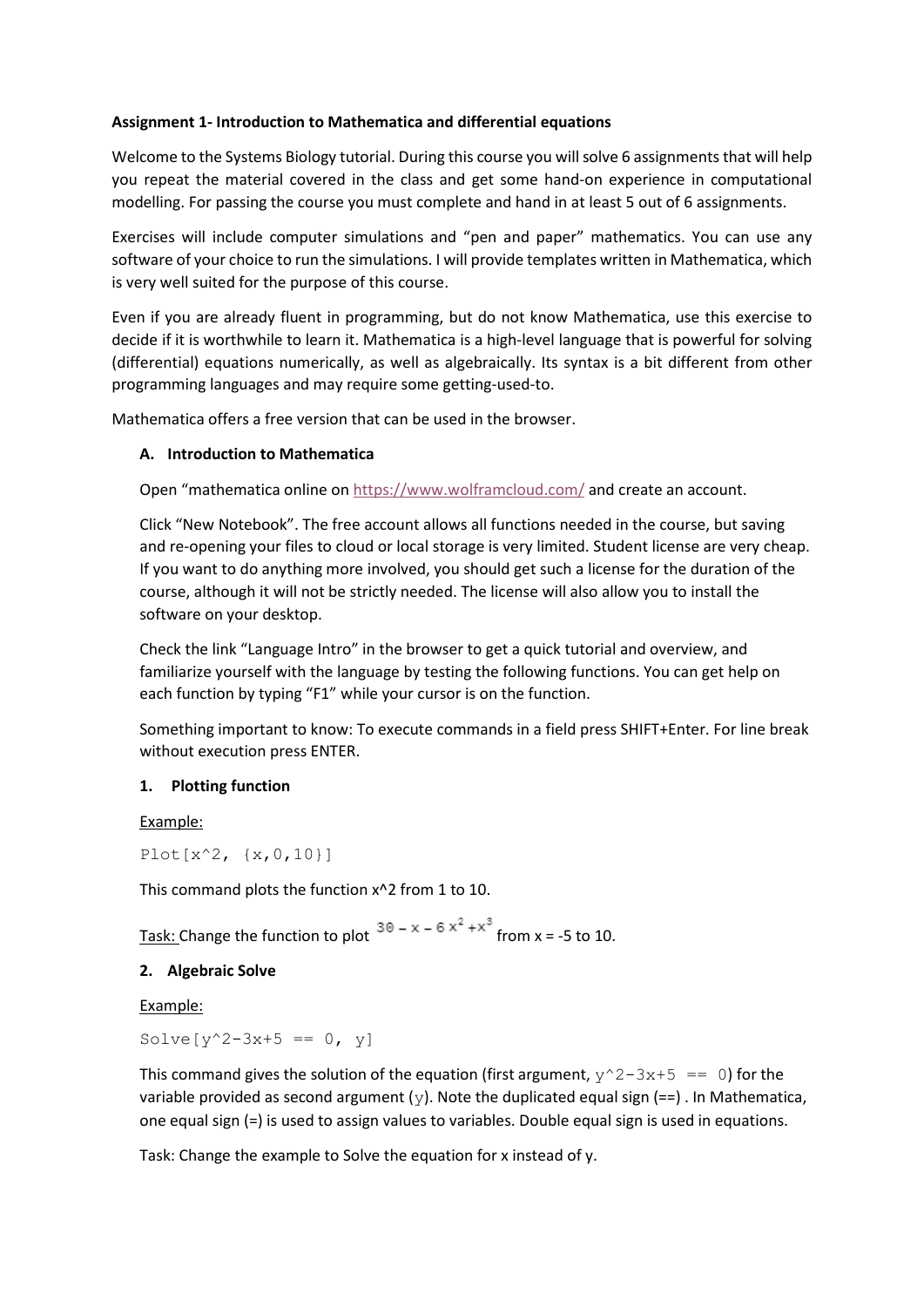**Assignment 1- Introduction to Mathematica and differential equations**

Welcome to the Systems Biology tutorial. During this course you will solve 6 assignments that will help you repeat the material covered in the class and get some hand-on experience in computational modelling. For passing the course you must complete and hand in at least 5 out of 6 assignments.

Exercises will include computer simulations and "pen and paper" mathematics. You can use any software of your choice to run the simulations. I will provide templates written in Mathematica, which is very well suited for the purpose of this course.

Even if you are already fluent in programming, but do not know Mathematica, use this exercise to decide if it is worthwhile to learn it. Mathematica is a high-level language that is powerful for solving (differential) equations numerically, as well as algebraically. Its syntax is a bit different from other programming languages and may require some getting-used-to.

Mathematica offers a free version that can be used in the browser.

**A. Introduction to Mathematica**

Open "mathematica online on https://www.wolframcloud.com/ and create an account.

Click "New Notebook". The free account allows all functions needed in the course, but saving and re-opening your files to cloud or local storage is very limited. Student license are very cheap. If you want to do anything more involved, you should get such a license for the duration of the course, although it will not be strictly needed. The license will also allow you to install the software on your desktop.

Check the link "Language Intro" in the browser to get a quick tutorial and overview, and familiarize yourself with the language by testing the following functions. You can get help on each function by typing "F1" while your cursor is on the function.

Something important to know: To execute commands in a field press SHIFT+Enter. For line break without execution press ENTER.

**1. Plotting function**

Example:

```
Plot[x^2, {x,0,10}]
```

This command plots the function x^2 from 1 to 10.

Task: Change the function to plot $30 - x - 6x^2 + x^3$ from x = -5 to 10.

**2. Algebraic Solve**

Example:

```
Solve[y^2-3x+5 == 0, y]
```

This command gives the solution of the equation (first argument, `y^2-3x+5 == 0`) for the variable provided as second argument (`y`). Note the duplicated equal sign (==) . In Mathematica, one equal sign (=) is used to assign values to variables. Double equal sign is used in equations.

Task: Change the example to Solve the equation for x instead of y.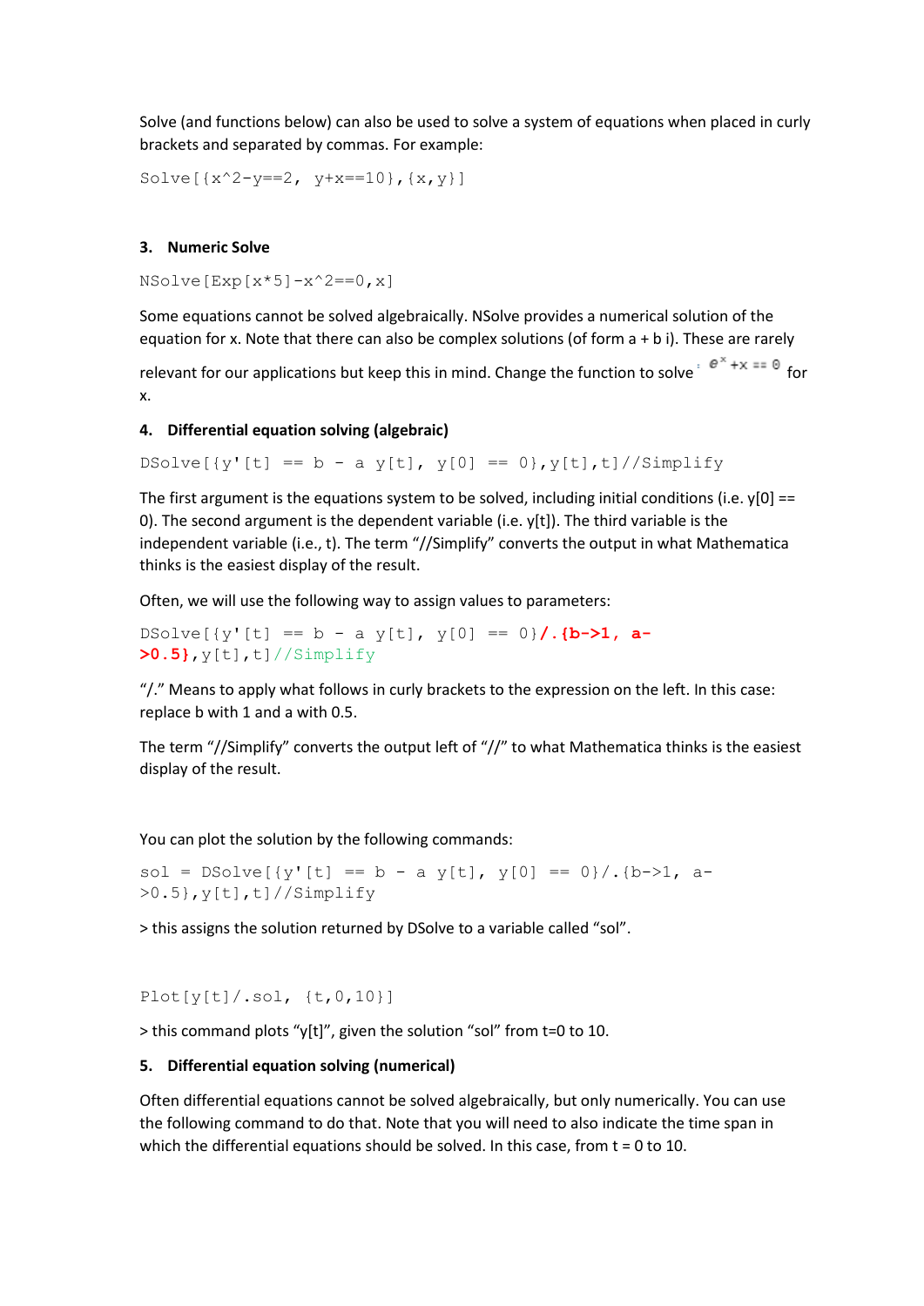Solve (and functions below) can also be used to solve a system of equations when placed in curly brackets and separated by commas. For example:

```
Solve[{x^2-y==2, y+x==10},{x,y}]
```

### 3. Numeric Solve

```
NSolve[Exp[x*5]-x^2==0,x]
```

Some equations cannot be solved algebraically. NSolve provides a numerical solution of the equation for x. Note that there can also be complex solutions (of form a + b i). These are rarely relevant for our applications but keep this in mind. Change the function to solve: $e^x + x == 0$ for x.

### 4. Differential equation solving (algebraic)

```
DSolve[{y'[t] == b - a y[t], y[0] == 0},y[t],t]//Simplify
```

The first argument is the equations system to be solved, including initial conditions (i.e. y[0] == 0). The second argument is the dependent variable (i.e. y[t]). The third variable is the independent variable (i.e., t). The term “//Simplify” converts the output in what Mathematica thinks is the easiest display of the result.

Often, we will use the following way to assign values to parameters:

```
DSolve[{y'[t] == b - a y[t], y[0] == 0}/.{b->1, a->0.5},y[t],t]//Simplify
```

“/.” Means to apply what follows in curly brackets to the expression on the left. In this case: replace b with 1 and a with 0.5.

The term “//Simplify” converts the output left of “//” to what Mathematica thinks is the easiest display of the result.

You can plot the solution by the following commands:

```
sol = DSolve[{y'[t] == b - a y[t], y[0] == 0}/.{b->1, a->0.5},y[t],t]//Simplify
```

> this assigns the solution returned by DSolve to a variable called “sol”.

```
Plot[y[t]/.sol, {t,0,10}]
```

> this command plots “y[t]”, given the solution “sol” from t=0 to 10.

### 5. Differential equation solving (numerical)

Often differential equations cannot be solved algebraically, but only numerically. You can use the following command to do that. Note that you will need to also indicate the time span in which the differential equations should be solved. In this case, from t = 0 to 10.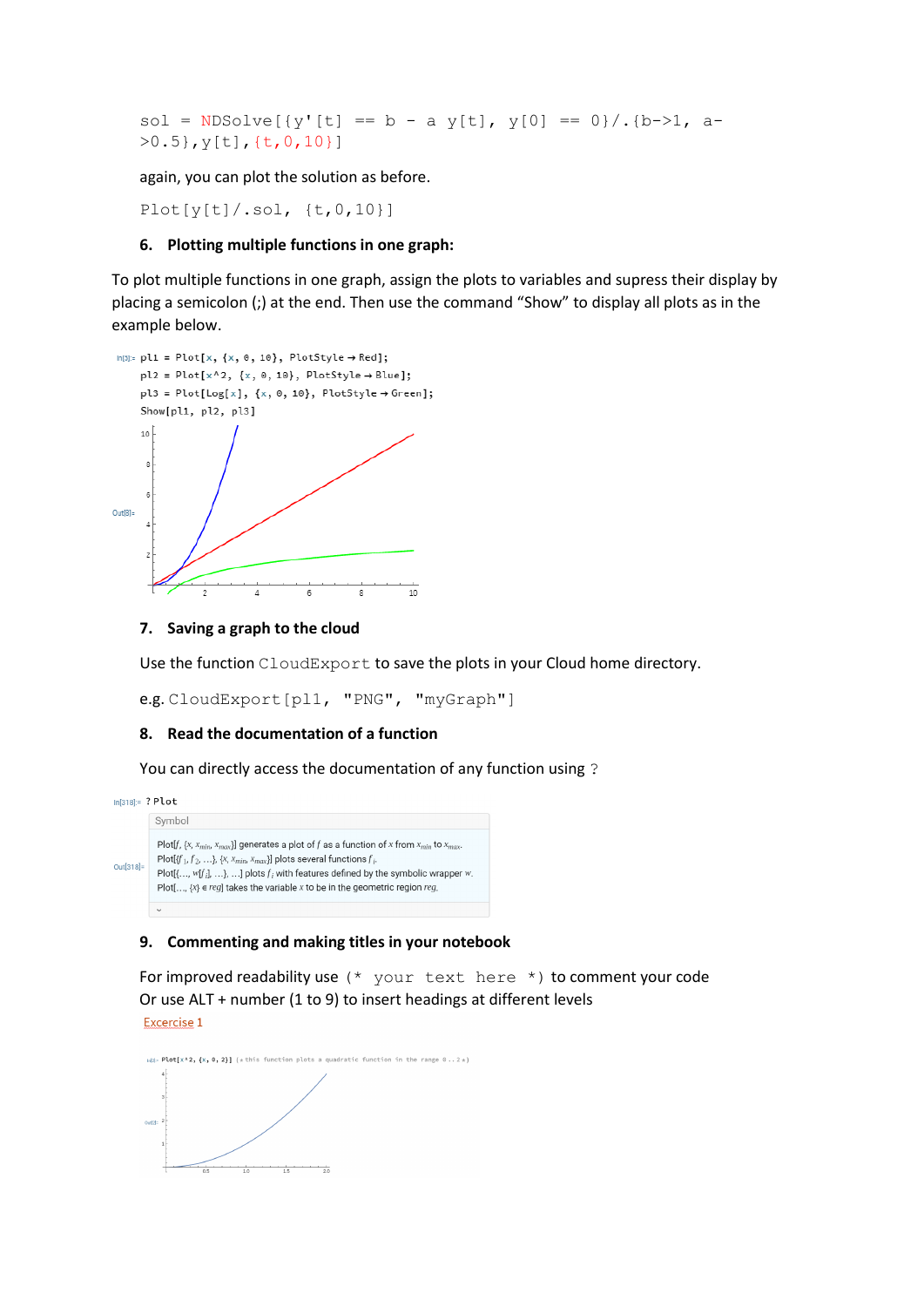```
sol = NDSolve[{y'[t] == b - a y[t], y[0] == 0}/.{b->1, a->0.5},y[t],{t,0,10}]
```

again, you can plot the solution as before.

```
Plot[y[t]/.sol, {t,0,10}]
```

**6. Plotting multiple functions in one graph:**

To plot multiple functions in one graph, assign the plots to variables and supress their display by placing a semicolon (;) at the end. Then use the command "Show" to display all plots as in the example below.

```
In[3]:= pl1 = Plot[x, {x, 0, 10}, PlotStyle → Red];
        pl2 = Plot[x^2, {x, 0, 10}, PlotStyle → Blue];
        pl3 = Plot[Log[x], {x, 0, 10}, PlotStyle → Green];
        Show[pl1, pl2, pl3]
```

**7. Saving a graph to the cloud**

Use the function `CloudExport` to save the plots in your Cloud home directory.

e.g. `CloudExport[pl1, "PNG", "myGraph"]`

**8. Read the documentation of a function**

You can directly access the documentation of any function using ?

```
In[318]:= ? Plot
```

Symbol

Plot[$f$, {$x$, $x_{min}$, $x_{max}$}] generates a plot of $f$ as a function of $x$ from $x_{min}$ to $x_{max}$.
Plot[{$f_1$, $f_2$, ...}, {$x$, $x_{min}$, $x_{max}$}] plots several functions $f_i$.
Plot[{..., $w$[$f_i$], ...}, ...] plots $f_i$ with features defined by the symbolic wrapper $w$.
Plot[..., {$x$} ∈ $reg$] takes the variable $x$ to be in the geometric region $reg$.

**9. Commenting and making titles in your notebook**

For improved readability use `(* your text here *)` to comment your code
Or use ALT + number (1 to 9) to insert headings at different levels

Excercise 1

```
In[4]:= Plot[x^2, {x, 0, 2}] (* this function plots a quadratic function in the range 0..2 *)
```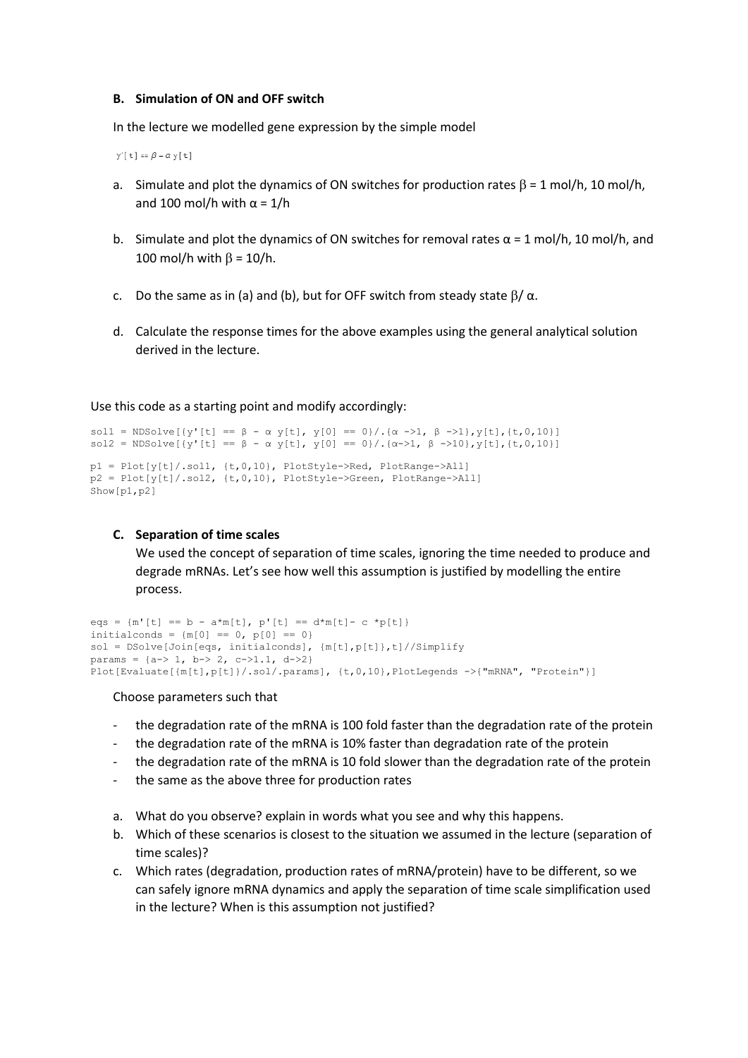### B. Simulation of ON and OFF switch

In the lecture we modelled gene expression by the simple model

```
y'[t] == β - α y[t]
```

a. Simulate and plot the dynamics of ON switches for production rates $\beta$ = 1 mol/h, 10 mol/h, and 100 mol/h with $\alpha$ = 1/h

b. Simulate and plot the dynamics of ON switches for removal rates $\alpha$ = 1 mol/h, 10 mol/h, and 100 mol/h with $\beta$ = 10/h.

c. Do the same as in (a) and (b), but for OFF switch from steady state $\beta/\alpha$.

d. Calculate the response times for the above examples using the general analytical solution derived in the lecture.

Use this code as a starting point and modify accordingly:

```
sol1 = NDSolve[{y'[t] == β - α y[t], y[0] == 0}/.{α ->1, β ->1},y[t],{t,0,10}]
sol2 = NDSolve[{y'[t] == β - α y[t], y[0] == 0}/.{α->1, β ->10},y[t],{t,0,10}]

p1 = Plot[y[t]/.sol1, {t,0,10}, PlotStyle->Red, PlotRange->All]
p2 = Plot[y[t]/.sol2, {t,0,10}, PlotStyle->Green, PlotRange->All]
Show[p1,p2]
```

### C. Separation of time scales

We used the concept of separation of time scales, ignoring the time needed to produce and degrade mRNAs. Let's see how well this assumption is justified by modelling the entire process.

```
eqs = {m'[t] == b - a*m[t], p'[t] == d*m[t]- c *p[t]}
initialconds = {m[0] == 0, p[0] == 0}
sol = DSolve[Join[eqs, initialconds], {m[t],p[t]},t]//Simplify
params = {a-> 1, b-> 2, c->1.1, d->2}
Plot[Evaluate[{m[t],p[t]}/.sol/.params], {t,0,10},PlotLegends ->{"mRNA", "Protein"}]
```

Choose parameters such that

- the degradation rate of the mRNA is 100 fold faster than the degradation rate of the protein
- the degradation rate of the mRNA is 10% faster than degradation rate of the protein
- the degradation rate of the mRNA is 10 fold slower than the degradation rate of the protein
- the same as the above three for production rates

a. What do you observe? explain in words what you see and why this happens.

b. Which of these scenarios is closest to the situation we assumed in the lecture (separation of time scales)?

c. Which rates (degradation, production rates of mRNA/protein) have to be different, so we can safely ignore mRNA dynamics and apply the separation of time scale simplification used in the lecture? When is this assumption not justified?